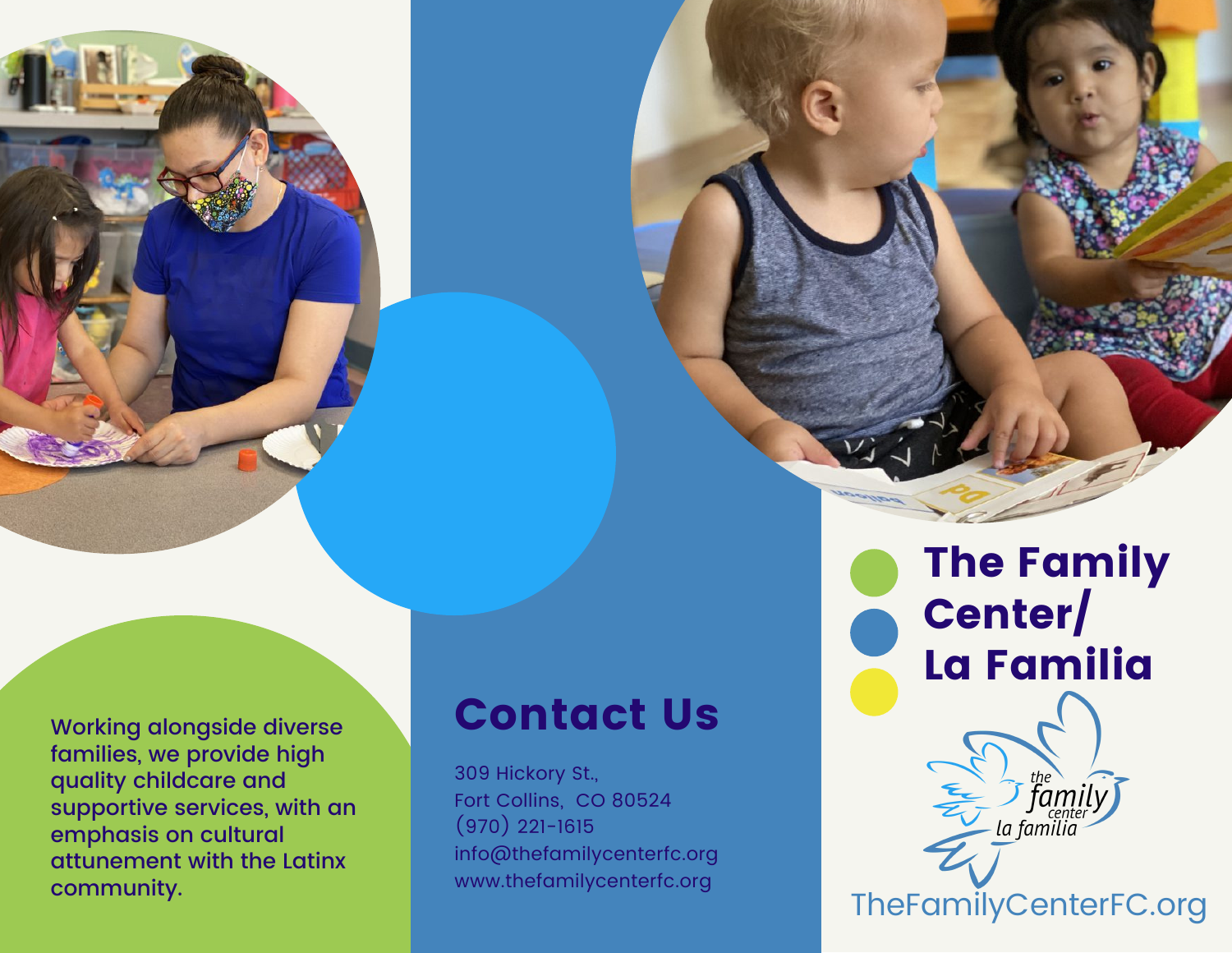Working alongside diverse families, we provide high quality childcare and supportive services, with an emphasis on cultural attunement with the Latinx community.

## Contact Us

309 Hickory St.,
Fort Collins, CO 80524
(970) 221-1615
info@thefamilycenterfc.org
www.thefamilycenterfc.org

# The Family Center/ La Familia

the family center la familia

TheFamilyCenterFC.org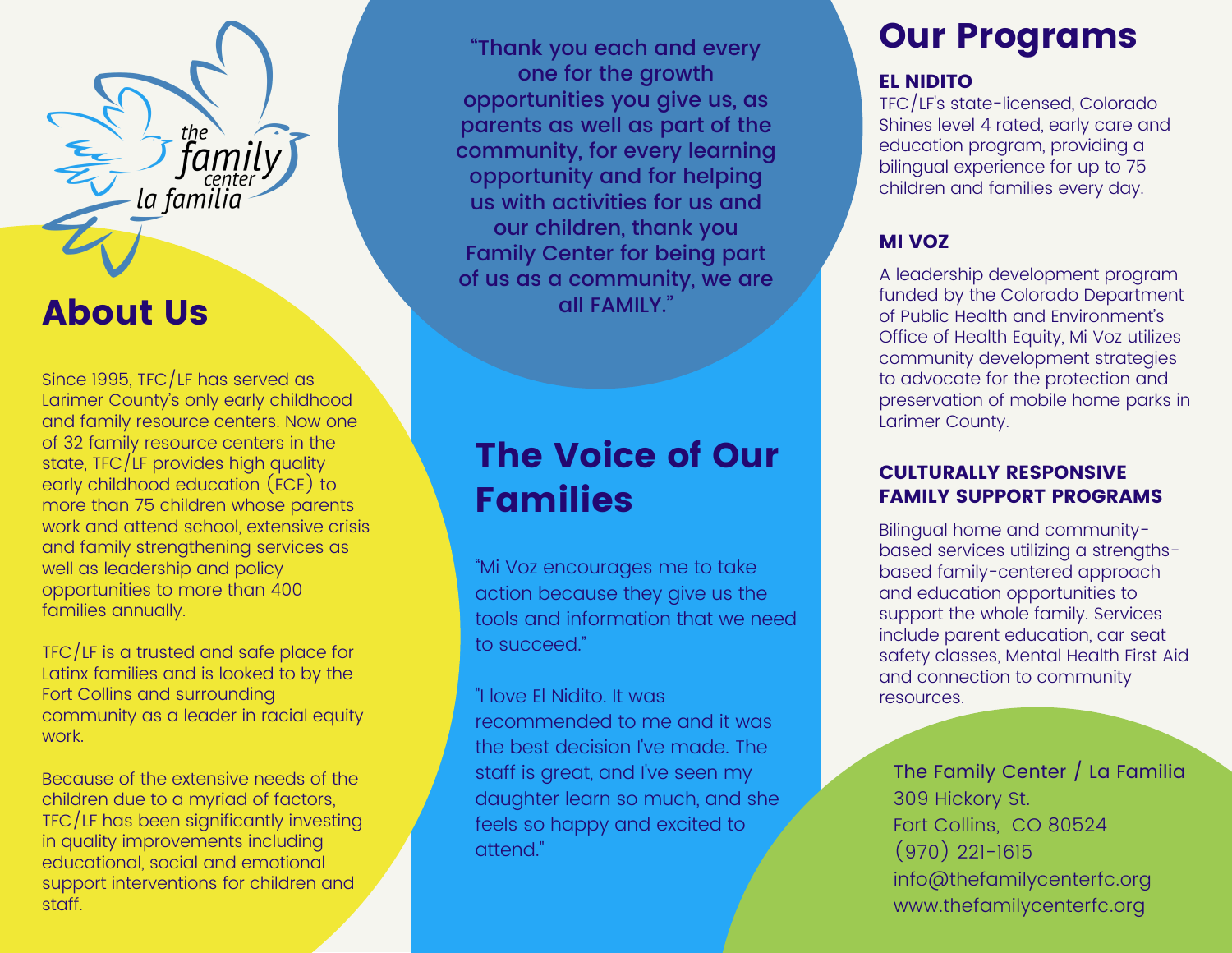the family center la familia

## About Us

Since 1995, TFC/LF has served as Larimer County's only early childhood and family resource centers. Now one of 32 family resource centers in the state, TFC/LF provides high quality early childhood education (ECE) to more than 75 children whose parents work and attend school, extensive crisis and family strengthening services as well as leadership and policy opportunities to more than 400 families annually.

TFC/LF is a trusted and safe place for Latinx families and is looked to by the Fort Collins and surrounding community as a leader in racial equity work.

Because of the extensive needs of the children due to a myriad of factors, TFC/LF has been significantly investing in quality improvements including educational, social and emotional support interventions for children and staff.

"Thank you each and every one for the growth opportunities you give us, as parents as well as part of the community, for every learning opportunity and for helping us with activities for us and our children, thank you Family Center for being part of us as a community, we are all FAMILY."

## The Voice of Our Families

"Mi Voz encourages me to take action because they give us the tools and information that we need to succeed."

"I love El Nidito. It was recommended to me and it was the best decision I've made. The staff is great, and I've seen my daughter learn so much, and she feels so happy and excited to attend."

## Our Programs

### EL NIDITO

TFC/LF's state-licensed, Colorado Shines level 4 rated, early care and education program, providing a bilingual experience for up to 75 children and families every day.

### MI VOZ

A leadership development program funded by the Colorado Department of Public Health and Environment's Office of Health Equity, Mi Voz utilizes community development strategies to advocate for the protection and preservation of mobile home parks in Larimer County.

### CULTURALLY RESPONSIVE FAMILY SUPPORT PROGRAMS

Bilingual home and community-based services utilizing a strengths-based family-centered approach and education opportunities to support the whole family. Services include parent education, car seat safety classes, Mental Health First Aid and connection to community resources.

The Family Center / La Familia
309 Hickory St.
Fort Collins, CO 80524
(970) 221-1615
info@thefamilycenterfc.org
www.thefamilycenterfc.org